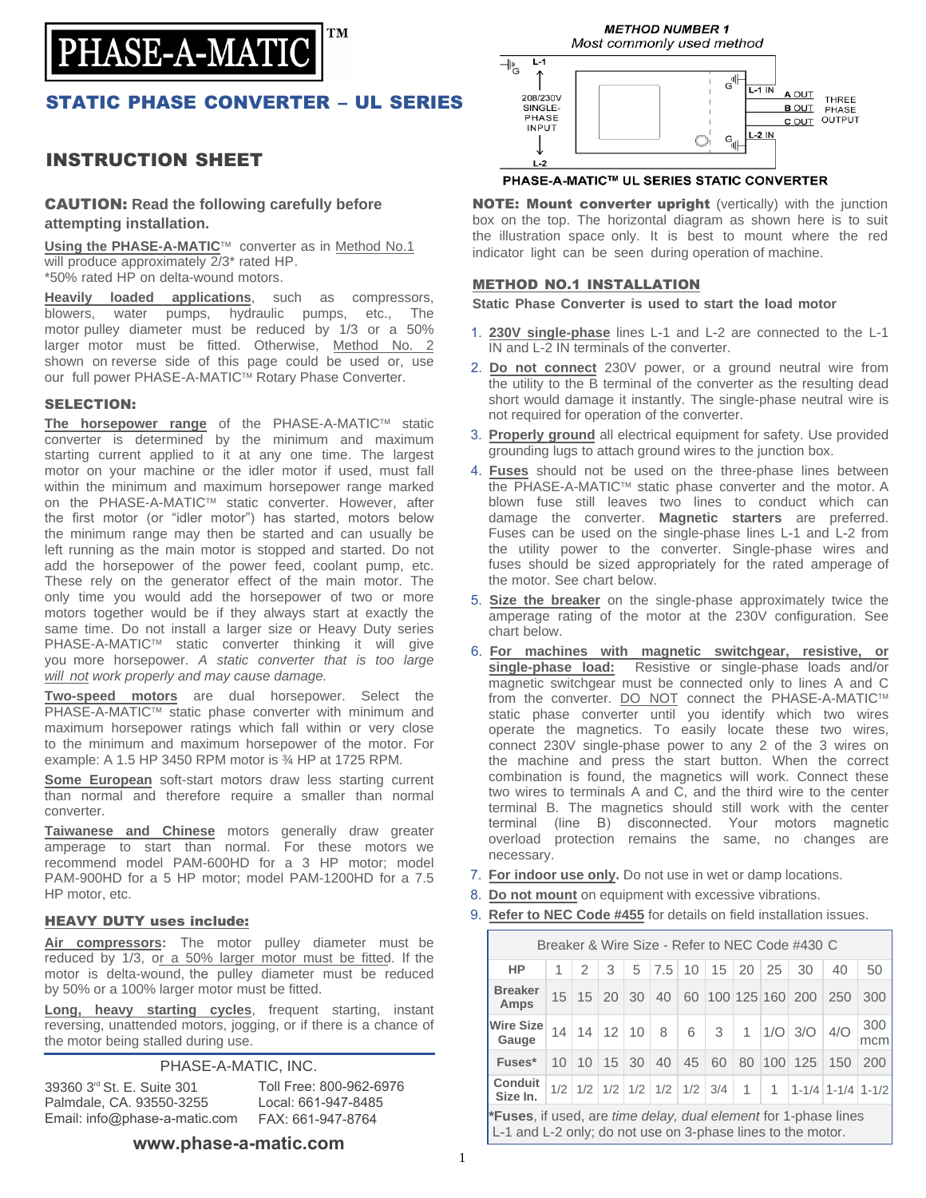# PHASE-A-MATIC™

## STATIC PHASE CONVERTER – UL SERIES

## INSTRUCTION SHEET

**CAUTION: Read the following carefully before attempting installation.**

**Using the PHASE-A-MATIC**™ converter as in Method No.1 will produce approximately 2/3* rated HP.
*50% rated HP on delta-wound motors.

**Heavily loaded applications**, such as compressors, blowers, water pumps, hydraulic pumps, etc., The motor pulley diameter must be reduced by 1/3 or a 50% larger motor must be fitted. Otherwise, Method No. 2 shown on reverse side of this page could be used or, use our full power PHASE-A-MATIC™ Rotary Phase Converter.

### SELECTION:

**The horsepower range** of the PHASE-A-MATIC™ static converter is determined by the minimum and maximum starting current applied to it at any one time. The largest motor on your machine or the idler motor if used, must fall within the minimum and maximum horsepower range marked on the PHASE-A-MATIC™ static converter. However, after the first motor (or "idler motor") has started, motors below the minimum range may then be started and can usually be left running as the main motor is stopped and started. Do not add the horsepower of the power feed, coolant pump, etc. These rely on the generator effect of the main motor. The only time you would add the horsepower of two or more motors together would be if they always start at exactly the same time. Do not install a larger size or Heavy Duty series PHASE-A-MATIC™ static converter thinking it will give you more horsepower. *A static converter that is too large will not work properly and may cause damage.*

**Two-speed motors** are dual horsepower. Select the PHASE-A-MATIC™ static phase converter with minimum and maximum horsepower ratings which fall within or very close to the minimum and maximum horsepower of the motor. For example: A 1.5 HP 3450 RPM motor is ¾ HP at 1725 RPM.

**Some European** soft-start motors draw less starting current than normal and therefore require a smaller than normal converter.

**Taiwanese and Chinese** motors generally draw greater amperage to start than normal. For these motors we recommend model PAM-600HD for a 3 HP motor; model PAM-900HD for a 5 HP motor; model PAM-1200HD for a 7.5 HP motor, etc.

### HEAVY DUTY uses include:

**Air compressors**: The motor pulley diameter must be reduced by 1/3, or a 50% larger motor must be fitted. If the motor is delta-wound, the pulley diameter must be reduced by 50% or a 100% larger motor must be fitted.

**Long, heavy starting cycles**, frequent starting, instant reversing, unattended motors, jogging, or if there is a chance of the motor being stalled during use.

PHASE-A-MATIC, INC.
39360 3rd St. E. Suite 301
Palmdale, CA. 93550-3255
Email: info@phase-a-matic.com
Toll Free: 800-962-6976
Local: 661-947-8485
FAX: 661-947-8764

**www.phase-a-matic.com**

**METHOD NUMBER 1**
*Most commonly used method*

L-1 — 208/230V SINGLE-PHASE INPUT — L-2 — L-1 IN — L-2 IN — A OUT — B OUT — C OUT — THREE PHASE OUTPUT

PHASE-A-MATIC™ UL SERIES STATIC CONVERTER

**NOTE: Mount converter upright** (vertically) with the junction box on the top. The horizontal diagram as shown here is to suit the illustration space only. It is best to mount where the red indicator light can be seen during operation of machine.

### METHOD NO.1 INSTALLATION

**Static Phase Converter is used to start the load motor**

1. **230V single-phase** lines L-1 and L-2 are connected to the L-1 IN and L-2 IN terminals of the converter.
2. **Do not connect** 230V power, or a ground neutral wire from the utility to the B terminal of the converter as the resulting dead short would damage it instantly. The single-phase neutral wire is not required for operation of the converter.
3. **Properly ground** all electrical equipment for safety. Use provided grounding lugs to attach ground wires to the junction box.
4. **Fuses** should not be used on the three-phase lines between the PHASE-A-MATIC™ static phase converter and the motor. A blown fuse still leaves two lines to conduct which can damage the converter. **Magnetic starters** are preferred. Fuses can be used on the single-phase lines L-1 and L-2 from the utility power to the converter. Single-phase wires and fuses should be sized appropriately for the rated amperage of the motor. See chart below.
5. **Size the breaker** on the single-phase approximately twice the amperage rating of the motor at the 230V configuration. See chart below.
6. **For machines with magnetic switchgear, resistive, or single-phase load:** Resistive or single-phase loads and/or magnetic switchgear must be connected only to lines A and C from the converter. DO NOT connect the PHASE-A-MATIC™ static phase converter until you identify which two wires operate the magnetics. To easily locate these two wires, connect 230V single-phase power to any 2 of the 3 wires on the machine and press the start button. When the correct combination is found, the magnetics will work. Connect these two wires to terminals A and C, and the third wire to the center terminal B. The magnetics should still work with the center terminal (line B) disconnected. Your motors magnetic overload protection remains the same, no changes are necessary.
7. **For indoor use only.** Do not use in wet or damp locations.
8. **Do not mount** on equipment with excessive vibrations.
9. **Refer to NEC Code #455** for details on field installation issues.

Breaker & Wire Size - Refer to NEC Code #430 C

| HP | 1 | 2 | 3 | 5 | 7.5 | 10 | 15 | 20 | 25 | 30 | 40 | 50 |
|---|---|---|---|---|---|---|---|---|---|---|---|---|
| Breaker Amps | 15 | 15 | 20 | 30 | 40 | 60 | 100 | 125 | 160 | 200 | 250 | 300 |
| Wire Size Gauge | 14 | 14 | 12 | 10 | 8 | 6 | 3 | 1 | 1/O | 3/O | 4/O | 300 mcm |
| Fuses* | 10 | 10 | 15 | 30 | 40 | 45 | 60 | 80 | 100 | 125 | 150 | 200 |
| Conduit Size In. | 1/2 | 1/2 | 1/2 | 1/2 | 1/2 | 1/2 | 3/4 | 1 | 1 | 1-1/4 | 1-1/4 | 1-1/2 |

***Fuses**, if used, are *time delay, dual element* for 1-phase lines L-1 and L-2 only; do not use on 3-phase lines to the motor.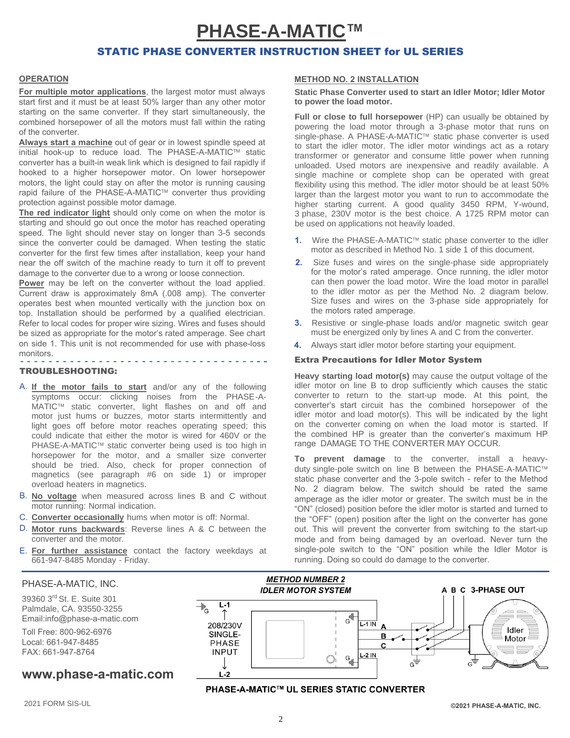# PHASE-A-MATIC™

## STATIC PHASE CONVERTER INSTRUCTION SHEET for UL SERIES

### OPERATION

**For multiple motor applications**, the largest motor must always start first and it must be at least 50% larger than any other motor starting on the same converter. If they start simultaneously, the combined horsepower of all the motors must fall within the rating of the converter.

**Always start a machine** out of gear or in lowest spindle speed at initial hook-up to reduce load. The PHASE-A-MATIC™ static converter has a built-in weak link which is designed to fail rapidly if hooked to a higher horsepower motor. On lower horsepower motors, the light could stay on after the motor is running causing rapid failure of the PHASE-A-MATIC™ converter thus providing protection against possible motor damage.

**The red indicator light** should only come on when the motor is starting and should go out once the motor has reached operating speed. The light should never stay on longer than 3-5 seconds since the converter could be damaged. When testing the static converter for the first few times after installation, keep your hand near the off switch of the machine ready to turn it off to prevent damage to the converter due to a wrong or loose connection.

**Power** may be left on the converter without the load applied. Current draw is approximately 8mA (.008 amp). The converter operates best when mounted vertically with the junction box on top. Installation should be performed by a qualified electrician. Refer to local codes for proper wire sizing. Wires and fuses should be sized as appropriate for the motor's rated amperage. See chart on side 1. This unit is not recommended for use with phase-loss monitors.

### TROUBLESHOOTING:

A. **If the motor fails to start** and/or any of the following symptoms occur: clicking noises from the PHASE-A-MATIC™ static converter, light flashes on and off and motor just hums or buzzes, motor starts intermittently and light goes off before motor reaches operating speed; this could indicate that either the motor is wired for 460V or the PHASE-A-MATIC™ static converter being used is too high in horsepower for the motor, and a smaller size converter should be tried. Also, check for proper connection of magnetics (see paragraph #6 on side 1) or improper overload heaters in magnetics.

B. **No voltage** when measured across lines B and C without motor running: Normal indication.

C. **Converter occasionally** hums when motor is off: Normal.

D. **Motor runs backwards**: Reverse lines A & C between the converter and the motor.

E. **For further assistance** contact the factory weekdays at 661-947-8485 Monday - Friday.

### METHOD NO. 2 INSTALLATION

**Static Phase Converter used to start an Idler Motor; Idler Motor to power the load motor.**

**Full or close to full horsepower** (HP) can usually be obtained by powering the load motor through a 3-phase motor that runs on single-phase. A PHASE-A-MATIC™ static phase converter is used to start the idler motor. The idler motor windings act as a rotary transformer or generator and consume little power when running unloaded. Used motors are inexpensive and readily available. A single machine or complete shop can be operated with great flexibility using this method. The idler motor should be at least 50% larger than the largest motor you want to run to accommodate the higher starting current. A good quality 3450 RPM, Y-wound, 3 phase, 230V motor is the best choice. A 1725 RPM motor can be used on applications not heavily loaded.

1. Wire the PHASE-A-MATIC™ static phase converter to the idler motor as described in Method No. 1 side 1 of this document.
2. Size fuses and wires on the single-phase side appropriately for the motor's rated amperage. Once running, the idler motor can then power the load motor. Wire the load motor in parallel to the idler motor as per the Method No. 2 diagram below. Size fuses and wires on the 3-phase side appropriately for the motors rated amperage.
3. Resistive or single-phase loads and/or magnetic switch gear must be energized only by lines A and C from the converter.
4. Always start idler motor before starting your equipment.

#### Extra Precautions for Idler Motor System

**Heavy starting load motor(s)** may cause the output voltage of the idler motor on line B to drop sufficiently which causes the static converter to return to the start-up mode. At this point, the converter's start circuit has the combined horsepower of the idler motor and load motor(s). This will be indicated by the light on the converter coming on when the load motor is started. If the combined HP is greater than the converter's maximum HP range DAMAGE TO THE CONVERTER MAY OCCUR.

**To prevent damage** to the converter, install a heavy-duty single-pole switch on line B between the PHASE-A-MATIC™ static phase converter and the 3-pole switch - refer to the Method No. 2 diagram below. The switch should be rated the same amperage as the idler motor or greater. The switch must be in the "ON" (closed) position before the idler motor is started and turned to the "OFF" (open) position after the light on the converter has gone out. This will prevent the converter from switching to the start-up mode and from being damaged by an overload. Never turn the single-pole switch to the "ON" position while the Idler Motor is running. Doing so could do damage to the converter.

PHASE-A-MATIC, INC.
39360 3rd St. E. Suite 301
Palmdale, CA. 93550-3255
Email:info@phase-a-matic.com
Toll Free: 800-962-6976
Local: 661-947-8485
FAX: 661-947-8764

**www.phase-a-matic.com**

*METHOD NUMBER 2*
*IDLER MOTOR SYSTEM*

L-1
G
208/230V SINGLE-PHASE INPUT
L-2
G
L-1 IN
L-2 IN
A
B
C
A B C 3-PHASE OUT
Idler Motor
G

PHASE-A-MATIC™ UL SERIES STATIC CONVERTER

2021 FORM SIS-UL

©2021 PHASE-A-MATIC, INC.